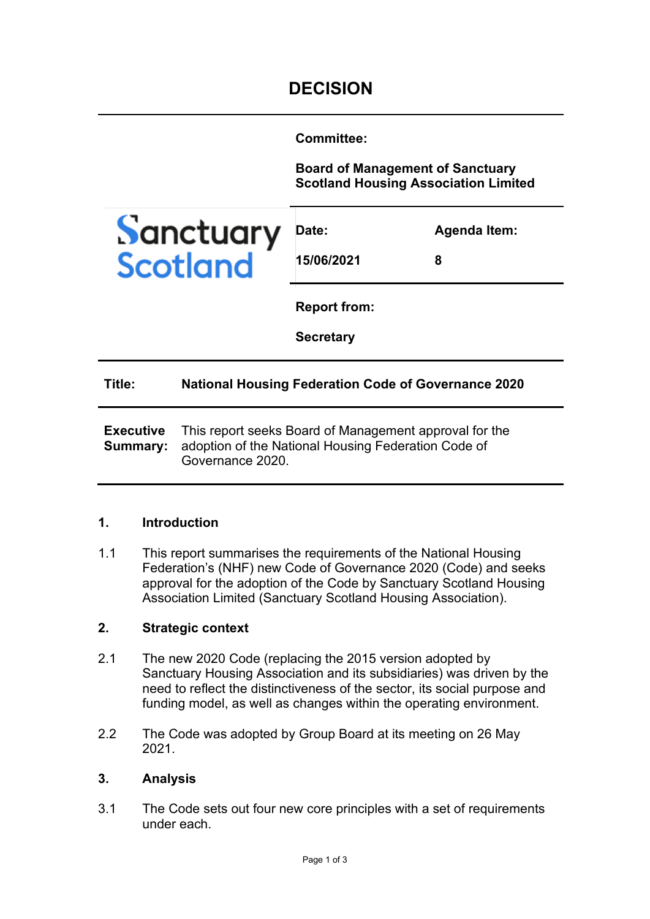# DECISION

| | |
|---|---|
| | **Committee:** |
| | **Board of Management of Sanctuary Scotland Housing Association Limited** |
| Sanctuary Scotland | **Date:** 15/06/2021 — **Agenda Item:** 8 |
| | **Report from:** |
| | **Secretary** |

**Title:** **National Housing Federation Code of Governance 2020**

**Executive Summary:** This report seeks Board of Management approval for the adoption of the National Housing Federation Code of Governance 2020.

## 1. Introduction

1.1 This report summarises the requirements of the National Housing Federation's (NHF) new Code of Governance 2020 (Code) and seeks approval for the adoption of the Code by Sanctuary Scotland Housing Association Limited (Sanctuary Scotland Housing Association).

## 2. Strategic context

2.1 The new 2020 Code (replacing the 2015 version adopted by Sanctuary Housing Association and its subsidiaries) was driven by the need to reflect the distinctiveness of the sector, its social purpose and funding model, as well as changes within the operating environment.

2.2 The Code was adopted by Group Board at its meeting on 26 May 2021.

## 3. Analysis

3.1 The Code sets out four new core principles with a set of requirements under each.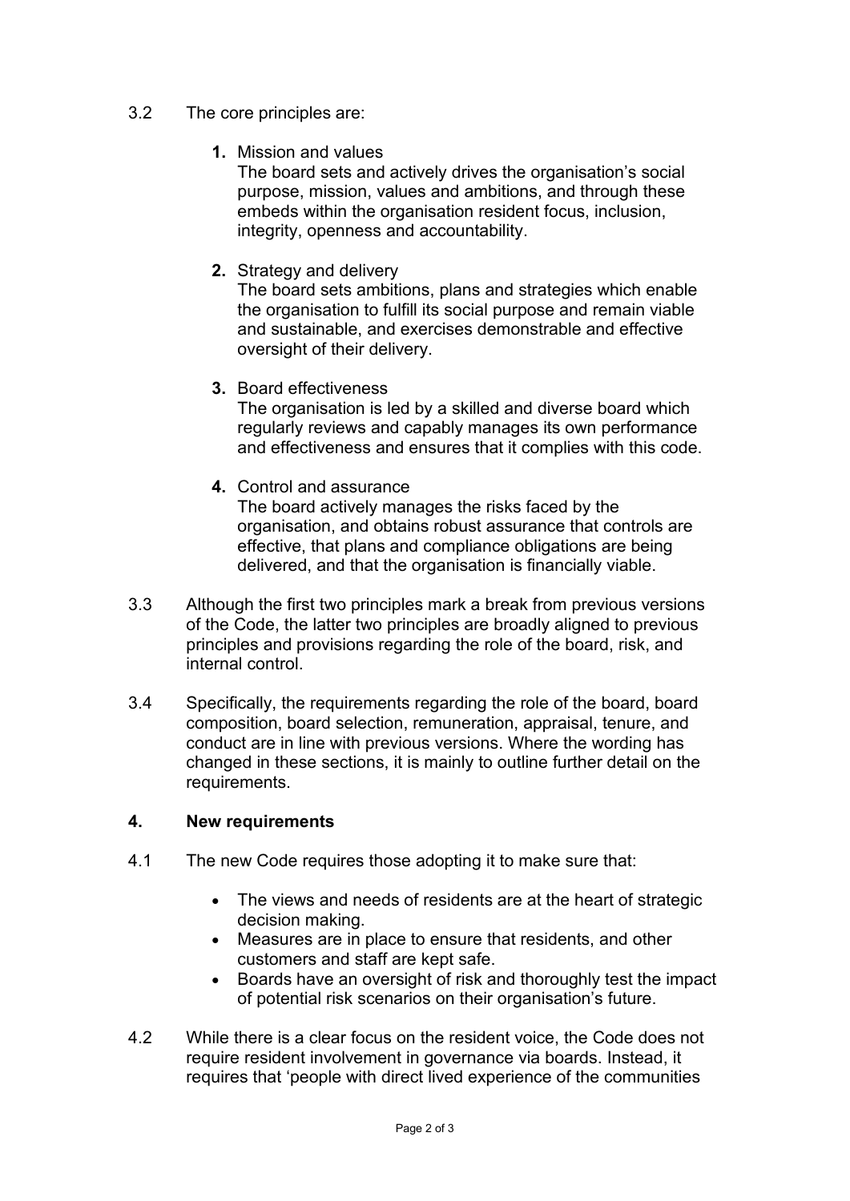3.2 The core principles are:

1. **Mission and values**
   The board sets and actively drives the organisation's social purpose, mission, values and ambitions, and through these embeds within the organisation resident focus, inclusion, integrity, openness and accountability.

2. **Strategy and delivery**
   The board sets ambitions, plans and strategies which enable the organisation to fulfill its social purpose and remain viable and sustainable, and exercises demonstrable and effective oversight of their delivery.

3. **Board effectiveness**
   The organisation is led by a skilled and diverse board which regularly reviews and capably manages its own performance and effectiveness and ensures that it complies with this code.

4. **Control and assurance**
   The board actively manages the risks faced by the organisation, and obtains robust assurance that controls are effective, that plans and compliance obligations are being delivered, and that the organisation is financially viable.

3.3 Although the first two principles mark a break from previous versions of the Code, the latter two principles are broadly aligned to previous principles and provisions regarding the role of the board, risk, and internal control.

3.4 Specifically, the requirements regarding the role of the board, board composition, board selection, remuneration, appraisal, tenure, and conduct are in line with previous versions. Where the wording has changed in these sections, it is mainly to outline further detail on the requirements.

## 4. New requirements

4.1 The new Code requires those adopting it to make sure that:

- The views and needs of residents are at the heart of strategic decision making.
- Measures are in place to ensure that residents, and other customers and staff are kept safe.
- Boards have an oversight of risk and thoroughly test the impact of potential risk scenarios on their organisation's future.

4.2 While there is a clear focus on the resident voice, the Code does not require resident involvement in governance via boards. Instead, it requires that 'people with direct lived experience of the communities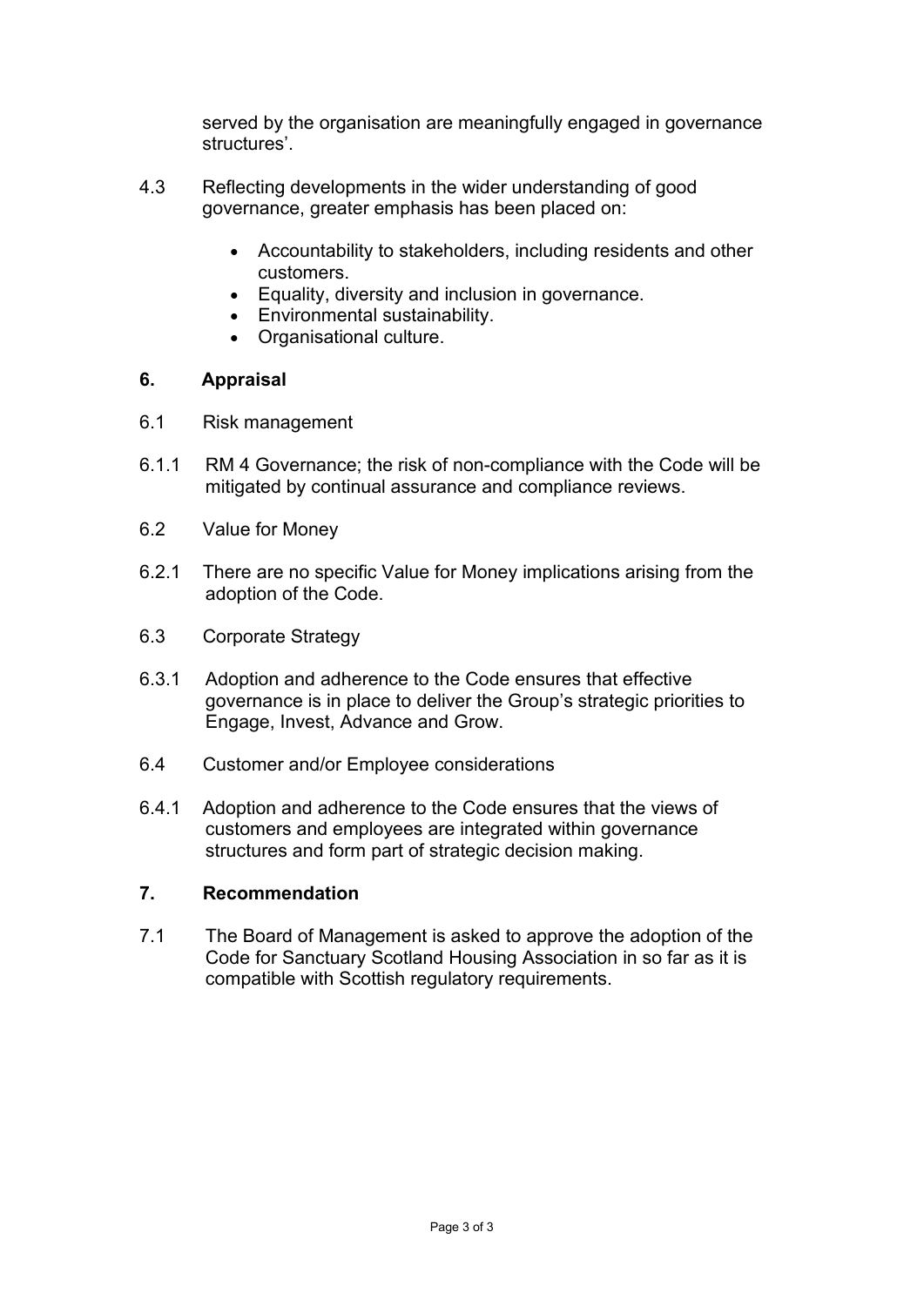served by the organisation are meaningfully engaged in governance structures'.

4.3 Reflecting developments in the wider understanding of good governance, greater emphasis has been placed on:

- Accountability to stakeholders, including residents and other customers.
- Equality, diversity and inclusion in governance.
- Environmental sustainability.
- Organisational culture.

## 6. Appraisal

6.1 Risk management

6.1.1 RM 4 Governance; the risk of non-compliance with the Code will be mitigated by continual assurance and compliance reviews.

6.2 Value for Money

6.2.1 There are no specific Value for Money implications arising from the adoption of the Code.

6.3 Corporate Strategy

6.3.1 Adoption and adherence to the Code ensures that effective governance is in place to deliver the Group's strategic priorities to Engage, Invest, Advance and Grow.

6.4 Customer and/or Employee considerations

6.4.1 Adoption and adherence to the Code ensures that the views of customers and employees are integrated within governance structures and form part of strategic decision making.

## 7. Recommendation

7.1 The Board of Management is asked to approve the adoption of the Code for Sanctuary Scotland Housing Association in so far as it is compatible with Scottish regulatory requirements.